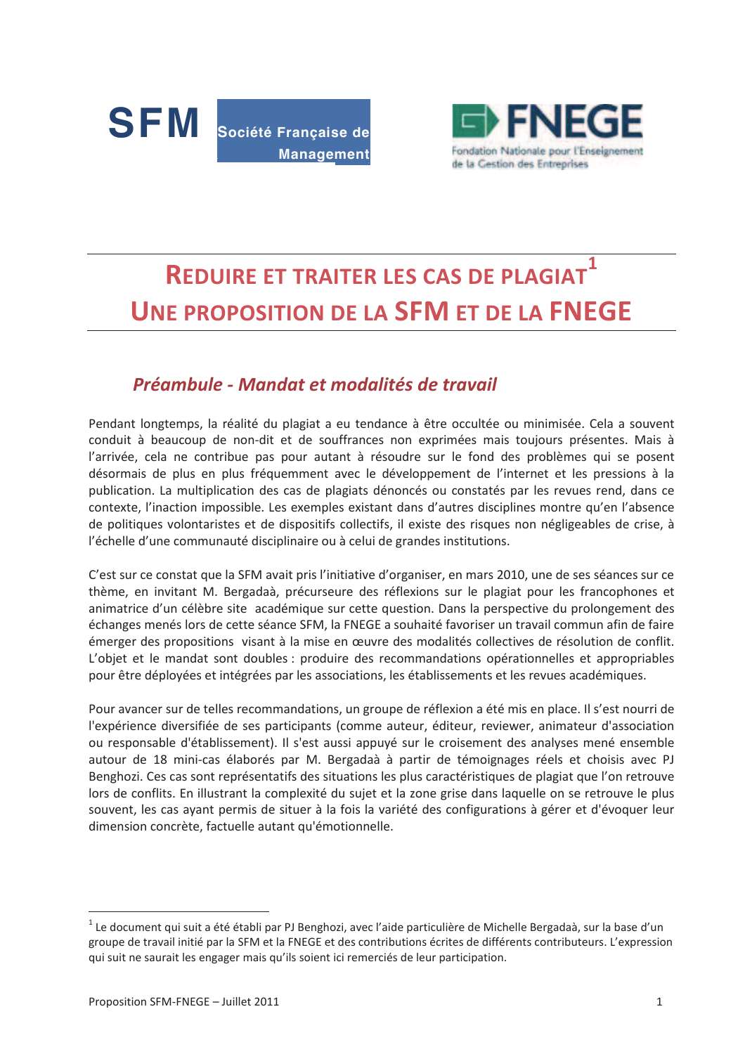SFM Société Française de Management

FNEGE Fondation Nationale pour l'Enseignement de la Gestion des Entreprises

# REDUIRE ET TRAITER LES CAS DE PLAGIAT[1]
# UNE PROPOSITION DE LA SFM ET DE LA FNEGE

## *Préambule - Mandat et modalités de travail*

Pendant longtemps, la réalité du plagiat a eu tendance à être occultée ou minimisée. Cela a souvent conduit à beaucoup de non-dit et de souffrances non exprimées mais toujours présentes. Mais à l'arrivée, cela ne contribue pas pour autant à résoudre sur le fond des problèmes qui se posent désormais de plus en plus fréquemment avec le développement de l'internet et les pressions à la publication. La multiplication des cas de plagiats dénoncés ou constatés par les revues rend, dans ce contexte, l'inaction impossible. Les exemples existant dans d'autres disciplines montre qu'en l'absence de politiques volontaristes et de dispositifs collectifs, il existe des risques non négligeables de crise, à l'échelle d'une communauté disciplinaire ou à celui de grandes institutions.

C'est sur ce constat que la SFM avait pris l'initiative d'organiser, en mars 2010, une de ses séances sur ce thème, en invitant M. Bergadaà, précurseure des réflexions sur le plagiat pour les francophones et animatrice d'un célèbre site académique sur cette question. Dans la perspective du prolongement des échanges menés lors de cette séance SFM, la FNEGE a souhaité favoriser un travail commun afin de faire émerger des propositions visant à la mise en œuvre des modalités collectives de résolution de conflit. L'objet et le mandat sont doubles : produire des recommandations opérationnelles et appropriables pour être déployées et intégrées par les associations, les établissements et les revues académiques.

Pour avancer sur de telles recommandations, un groupe de réflexion a été mis en place. Il s'est nourri de l'expérience diversifiée de ses participants (comme auteur, éditeur, reviewer, animateur d'association ou responsable d'établissement). Il s'est aussi appuyé sur le croisement des analyses mené ensemble autour de 18 mini-cas élaborés par M. Bergadaà à partir de témoignages réels et choisis avec PJ Benghozi. Ces cas sont représentatifs des situations les plus caractéristiques de plagiat que l'on retrouve lors de conflits. En illustrant la complexité du sujet et la zone grise dans laquelle on se retrouve le plus souvent, les cas ayant permis de situer à la fois la variété des configurations à gérer et d'évoquer leur dimension concrète, factuelle autant qu'émotionnelle.

---

[1] Le document qui suit a été établi par PJ Benghozi, avec l'aide particulière de Michelle Bergadaà, sur la base d'un groupe de travail initié par la SFM et la FNEGE et des contributions écrites de différents contributeurs. L'expression qui suit ne saurait les engager mais qu'ils soient ici remerciés de leur participation.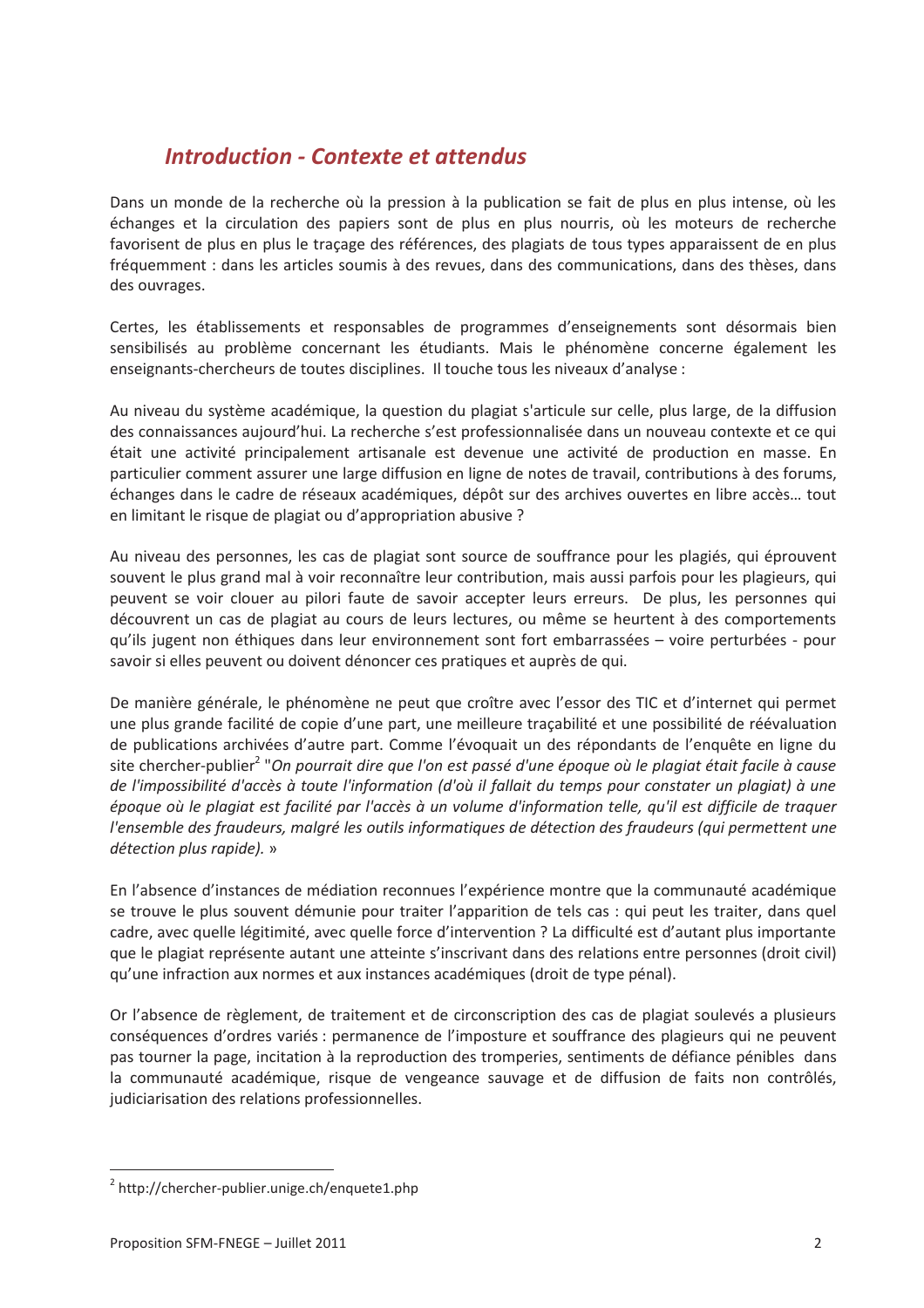## *Introduction - Contexte et attendus*

Dans un monde de la recherche où la pression à la publication se fait de plus en plus intense, où les échanges et la circulation des papiers sont de plus en plus nourris, où les moteurs de recherche favorisent de plus en plus le traçage des références, des plagiats de tous types apparaissent de en plus fréquemment : dans les articles soumis à des revues, dans des communications, dans des thèses, dans des ouvrages.

Certes, les établissements et responsables de programmes d'enseignements sont désormais bien sensibilisés au problème concernant les étudiants. Mais le phénomène concerne également les enseignants-chercheurs de toutes disciplines. Il touche tous les niveaux d'analyse :

Au niveau du système académique, la question du plagiat s'articule sur celle, plus large, de la diffusion des connaissances aujourd'hui. La recherche s'est professionnalisée dans un nouveau contexte et ce qui était une activité principalement artisanale est devenue une activité de production en masse. En particulier comment assurer une large diffusion en ligne de notes de travail, contributions à des forums, échanges dans le cadre de réseaux académiques, dépôt sur des archives ouvertes en libre accès… tout en limitant le risque de plagiat ou d'appropriation abusive ?

Au niveau des personnes, les cas de plagiat sont source de souffrance pour les plagiés, qui éprouvent souvent le plus grand mal à voir reconnaître leur contribution, mais aussi parfois pour les plagieurs, qui peuvent se voir clouer au pilori faute de savoir accepter leurs erreurs. De plus, les personnes qui découvrent un cas de plagiat au cours de leurs lectures, ou même se heurtent à des comportements qu'ils jugent non éthiques dans leur environnement sont fort embarrassées – voire perturbées - pour savoir si elles peuvent ou doivent dénoncer ces pratiques et auprès de qui.

De manière générale, le phénomène ne peut que croître avec l'essor des TIC et d'internet qui permet une plus grande facilité de copie d'une part, une meilleure traçabilité et une possibilité de réévaluation de publications archivées d'autre part. Comme l'évoquait un des répondants de l'enquête en ligne du site chercher-publier[2] "*On pourrait dire que l'on est passé d'une époque où le plagiat était facile à cause de l'impossibilité d'accès à toute l'information (d'où il fallait du temps pour constater un plagiat) à une époque où le plagiat est facilité par l'accès à un volume d'information telle, qu'il est difficile de traquer l'ensemble des fraudeurs, malgré les outils informatiques de détection des fraudeurs (qui permettent une détection plus rapide).* »

En l'absence d'instances de médiation reconnues l'expérience montre que la communauté académique se trouve le plus souvent démunie pour traiter l'apparition de tels cas : qui peut les traiter, dans quel cadre, avec quelle légitimité, avec quelle force d'intervention ? La difficulté est d'autant plus importante que le plagiat représente autant une atteinte s'inscrivant dans des relations entre personnes (droit civil) qu'une infraction aux normes et aux instances académiques (droit de type pénal).

Or l'absence de règlement, de traitement et de circonscription des cas de plagiat soulevés a plusieurs conséquences d'ordres variés : permanence de l'imposture et souffrance des plagieurs qui ne peuvent pas tourner la page, incitation à la reproduction des tromperies, sentiments de défiance pénibles dans la communauté académique, risque de vengeance sauvage et de diffusion de faits non contrôlés, judiciarisation des relations professionnelles.

---

[2] http://chercher-publier.unige.ch/enquete1.php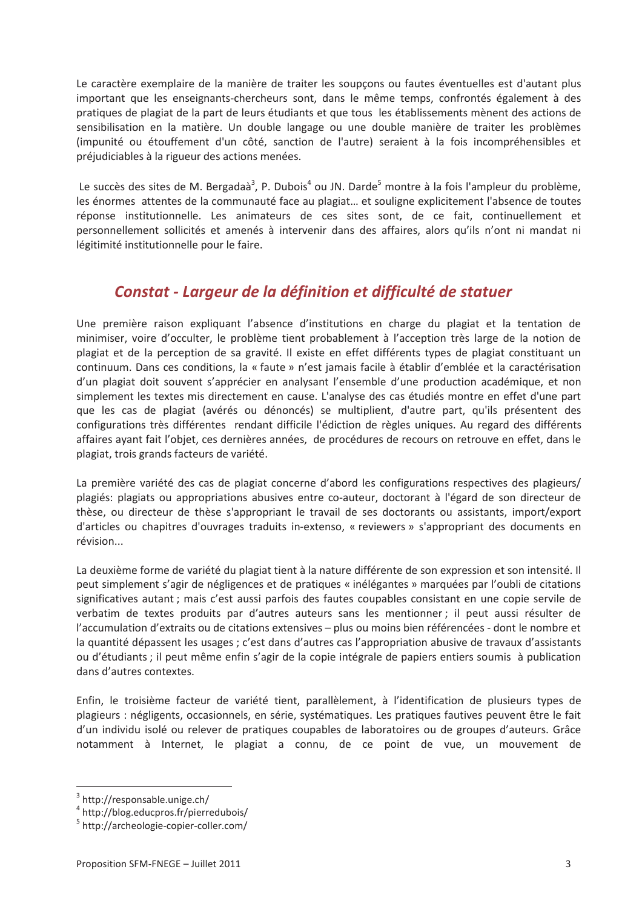Le caractère exemplaire de la manière de traiter les soupçons ou fautes éventuelles est d'autant plus important que les enseignants-chercheurs sont, dans le même temps, confrontés également à des pratiques de plagiat de la part de leurs étudiants et que tous les établissements mènent des actions de sensibilisation en la matière. Un double langage ou une double manière de traiter les problèmes (impunité ou étouffement d'un côté, sanction de l'autre) seraient à la fois incompréhensibles et préjudiciables à la rigueur des actions menées.

Le succès des sites de M. Bergadaà[3], P. Dubois[4] ou JN. Darde[5] montre à la fois l'ampleur du problème, les énormes attentes de la communauté face au plagiat… et souligne explicitement l'absence de toutes réponse institutionnelle. Les animateurs de ces sites sont, de ce fait, continuellement et personnellement sollicités et amenés à intervenir dans des affaires, alors qu'ils n'ont ni mandat ni légitimité institutionnelle pour le faire.

## *Constat - Largeur de la définition et difficulté de statuer*

Une première raison expliquant l'absence d'institutions en charge du plagiat et la tentation de minimiser, voire d'occulter, le problème tient probablement à l'acception très large de la notion de plagiat et de la perception de sa gravité. Il existe en effet différents types de plagiat constituant un continuum. Dans ces conditions, la « faute » n'est jamais facile à établir d'emblée et la caractérisation d'un plagiat doit souvent s'apprécier en analysant l'ensemble d'une production académique, et non simplement les textes mis directement en cause. L'analyse des cas étudiés montre en effet d'une part que les cas de plagiat (avérés ou dénoncés) se multiplient, d'autre part, qu'ils présentent des configurations très différentes rendant difficile l'édiction de règles uniques. Au regard des différents affaires ayant fait l'objet, ces dernières années, de procédures de recours on retrouve en effet, dans le plagiat, trois grands facteurs de variété.

La première variété des cas de plagiat concerne d'abord les configurations respectives des plagieurs/ plagiés: plagiats ou appropriations abusives entre co-auteur, doctorant à l'égard de son directeur de thèse, ou directeur de thèse s'appropriant le travail de ses doctorants ou assistants, import/export d'articles ou chapitres d'ouvrages traduits in-extenso, « reviewers » s'appropriant des documents en révision...

La deuxième forme de variété du plagiat tient à la nature différente de son expression et son intensité. Il peut simplement s'agir de négligences et de pratiques « inélégantes » marquées par l'oubli de citations significatives autant ; mais c'est aussi parfois des fautes coupables consistant en une copie servile de verbatim de textes produits par d'autres auteurs sans les mentionner ; il peut aussi résulter de l'accumulation d'extraits ou de citations extensives – plus ou moins bien référencées - dont le nombre et la quantité dépassent les usages ; c'est dans d'autres cas l'appropriation abusive de travaux d'assistants ou d'étudiants ; il peut même enfin s'agir de la copie intégrale de papiers entiers soumis à publication dans d'autres contextes.

Enfin, le troisième facteur de variété tient, parallèlement, à l'identification de plusieurs types de plagieurs : négligents, occasionnels, en série, systématiques. Les pratiques fautives peuvent être le fait d'un individu isolé ou relever de pratiques coupables de laboratoires ou de groupes d'auteurs. Grâce notamment à Internet, le plagiat a connu, de ce point de vue, un mouvement de

---

[3] http://responsable.unige.ch/

[4] http://blog.educpros.fr/pierredubois/

[5] http://archeologie-copier-coller.com/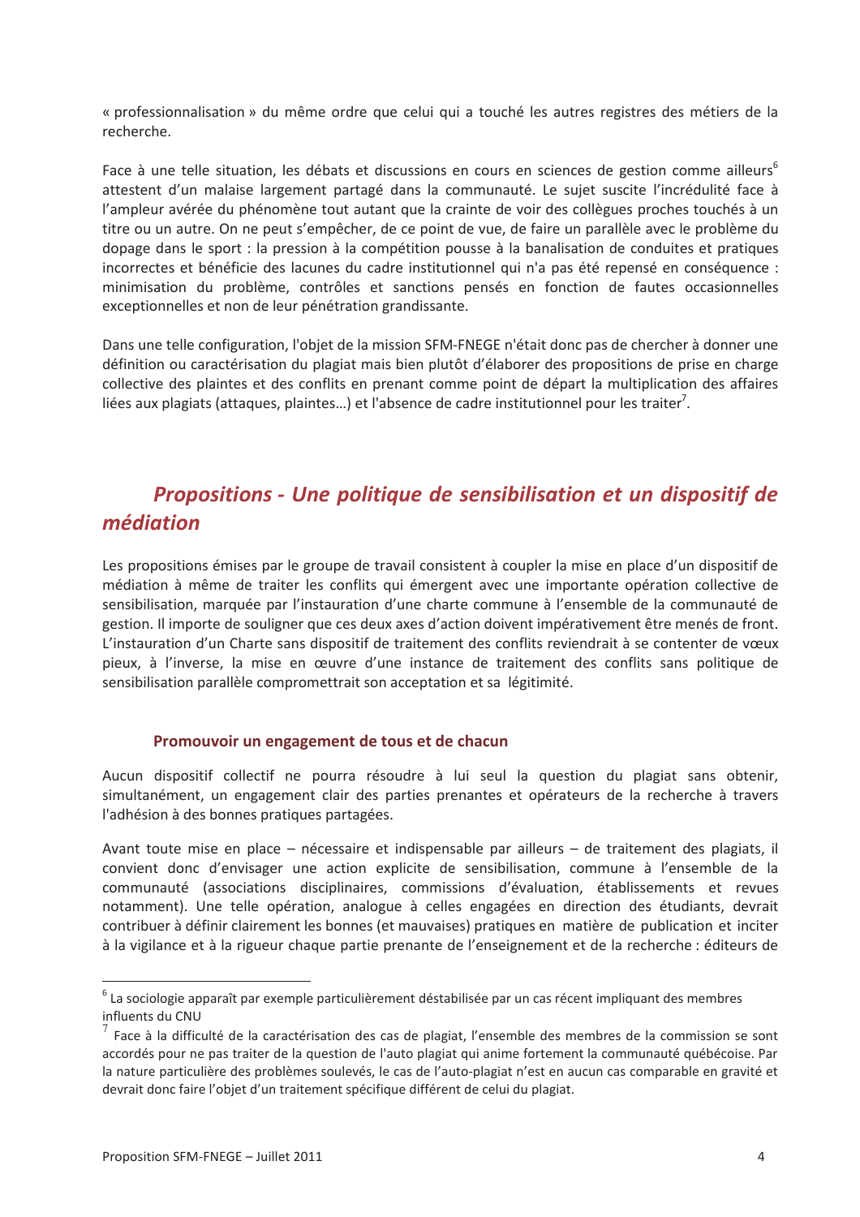« professionnalisation » du même ordre que celui qui a touché les autres registres des métiers de la recherche.

Face à une telle situation, les débats et discussions en cours en sciences de gestion comme ailleurs[6] attestent d'un malaise largement partagé dans la communauté. Le sujet suscite l'incrédulité face à l'ampleur avérée du phénomène tout autant que la crainte de voir des collègues proches touchés à un titre ou un autre. On ne peut s'empêcher, de ce point de vue, de faire un parallèle avec le problème du dopage dans le sport : la pression à la compétition pousse à la banalisation de conduites et pratiques incorrectes et bénéficie des lacunes du cadre institutionnel qui n'a pas été repensé en conséquence : minimisation du problème, contrôles et sanctions pensés en fonction de fautes occasionnelles exceptionnelles et non de leur pénétration grandissante.

Dans une telle configuration, l'objet de la mission SFM-FNEGE n'était donc pas de chercher à donner une définition ou caractérisation du plagiat mais bien plutôt d'élaborer des propositions de prise en charge collective des plaintes et des conflits en prenant comme point de départ la multiplication des affaires liées aux plagiats (attaques, plaintes…) et l'absence de cadre institutionnel pour les traiter[7].

## *Propositions - Une politique de sensibilisation et un dispositif de médiation*

Les propositions émises par le groupe de travail consistent à coupler la mise en place d'un dispositif de médiation à même de traiter les conflits qui émergent avec une importante opération collective de sensibilisation, marquée par l'instauration d'une charte commune à l'ensemble de la communauté de gestion. Il importe de souligner que ces deux axes d'action doivent impérativement être menés de front. L'instauration d'un Charte sans dispositif de traitement des conflits reviendrait à se contenter de vœux pieux, à l'inverse, la mise en œuvre d'une instance de traitement des conflits sans politique de sensibilisation parallèle compromettrait son acceptation et sa légitimité.

### Promouvoir un engagement de tous et de chacun

Aucun dispositif collectif ne pourra résoudre à lui seul la question du plagiat sans obtenir, simultanément, un engagement clair des parties prenantes et opérateurs de la recherche à travers l'adhésion à des bonnes pratiques partagées.

Avant toute mise en place – nécessaire et indispensable par ailleurs – de traitement des plagiats, il convient donc d'envisager une action explicite de sensibilisation, commune à l'ensemble de la communauté (associations disciplinaires, commissions d'évaluation, établissements et revues notamment). Une telle opération, analogue à celles engagées en direction des étudiants, devrait contribuer à définir clairement les bonnes (et mauvaises) pratiques en matière de publication et inciter à la vigilance et à la rigueur chaque partie prenante de l'enseignement et de la recherche : éditeurs de

---

[6] La sociologie apparaît par exemple particulièrement déstabilisée par un cas récent impliquant des membres influents du CNU

[7] Face à la difficulté de la caractérisation des cas de plagiat, l'ensemble des membres de la commission se sont accordés pour ne pas traiter de la question de l'auto plagiat qui anime fortement la communauté québécoise. Par la nature particulière des problèmes soulevés, le cas de l'auto-plagiat n'est en aucun cas comparable en gravité et devrait donc faire l'objet d'un traitement spécifique différent de celui du plagiat.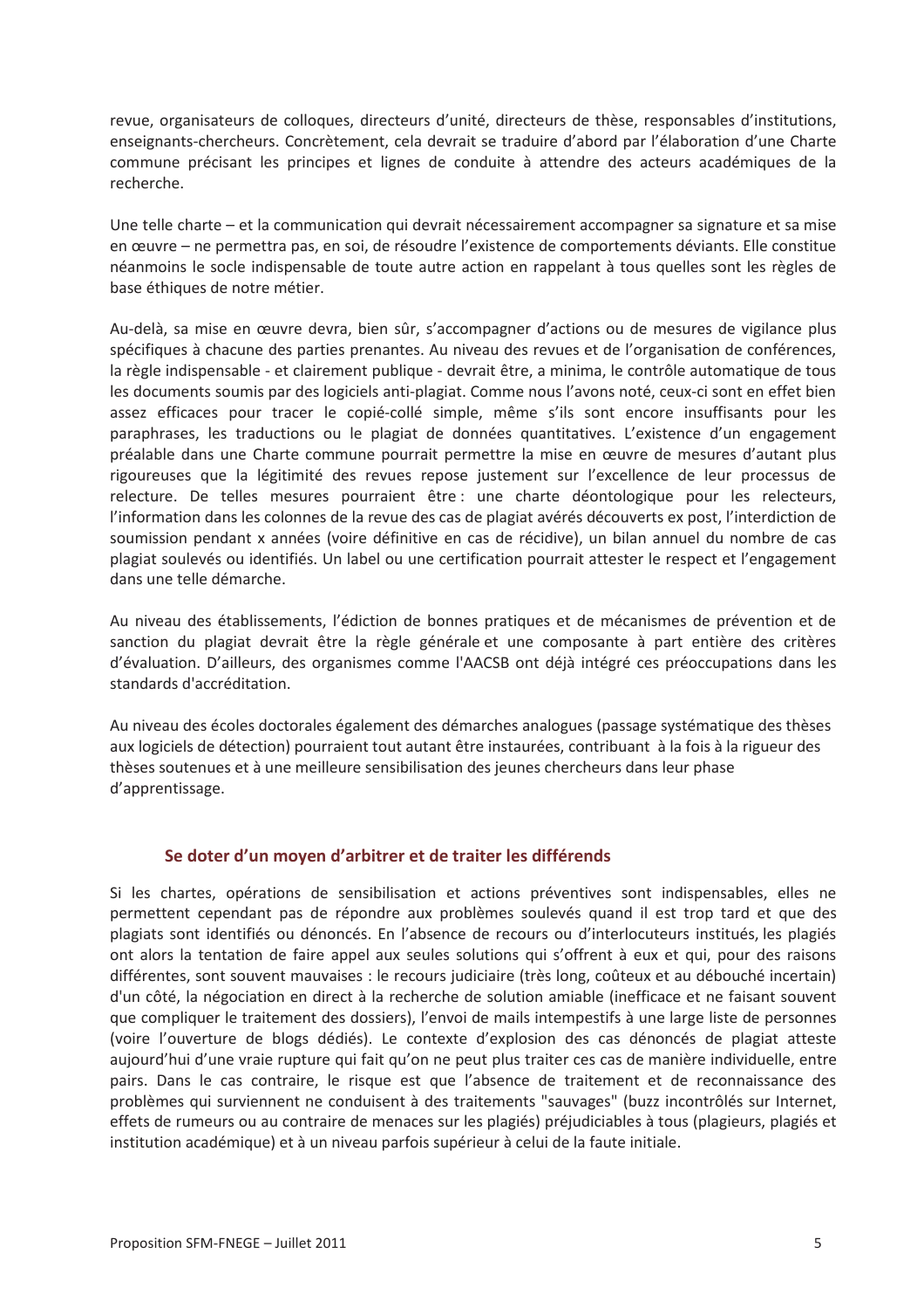revue, organisateurs de colloques, directeurs d'unité, directeurs de thèse, responsables d'institutions, enseignants-chercheurs. Concrètement, cela devrait se traduire d'abord par l'élaboration d'une Charte commune précisant les principes et lignes de conduite à attendre des acteurs académiques de la recherche.

Une telle charte – et la communication qui devrait nécessairement accompagner sa signature et sa mise en œuvre – ne permettra pas, en soi, de résoudre l'existence de comportements déviants. Elle constitue néanmoins le socle indispensable de toute autre action en rappelant à tous quelles sont les règles de base éthiques de notre métier.

Au-delà, sa mise en œuvre devra, bien sûr, s'accompagner d'actions ou de mesures de vigilance plus spécifiques à chacune des parties prenantes. Au niveau des revues et de l'organisation de conférences, la règle indispensable - et clairement publique - devrait être, a minima, le contrôle automatique de tous les documents soumis par des logiciels anti-plagiat. Comme nous l'avons noté, ceux-ci sont en effet bien assez efficaces pour tracer le copié-collé simple, même s'ils sont encore insuffisants pour les paraphrases, les traductions ou le plagiat de données quantitatives. L'existence d'un engagement préalable dans une Charte commune pourrait permettre la mise en œuvre de mesures d'autant plus rigoureuses que la légitimité des revues repose justement sur l'excellence de leur processus de relecture. De telles mesures pourraient être : une charte déontologique pour les relecteurs, l'information dans les colonnes de la revue des cas de plagiat avérés découverts ex post, l'interdiction de soumission pendant x années (voire définitive en cas de récidive), un bilan annuel du nombre de cas plagiat soulevés ou identifiés. Un label ou une certification pourrait attester le respect et l'engagement dans une telle démarche.

Au niveau des établissements, l'édiction de bonnes pratiques et de mécanismes de prévention et de sanction du plagiat devrait être la règle générale et une composante à part entière des critères d'évaluation. D'ailleurs, des organismes comme l'AACSB ont déjà intégré ces préoccupations dans les standards d'accréditation.

Au niveau des écoles doctorales également des démarches analogues (passage systématique des thèses aux logiciels de détection) pourraient tout autant être instaurées, contribuant à la fois à la rigueur des thèses soutenues et à une meilleure sensibilisation des jeunes chercheurs dans leur phase d'apprentissage.

### Se doter d'un moyen d'arbitrer et de traiter les différends

Si les chartes, opérations de sensibilisation et actions préventives sont indispensables, elles ne permettent cependant pas de répondre aux problèmes soulevés quand il est trop tard et que des plagiats sont identifiés ou dénoncés. En l'absence de recours ou d'interlocuteurs institués, les plagiés ont alors la tentation de faire appel aux seules solutions qui s'offrent à eux et qui, pour des raisons différentes, sont souvent mauvaises : le recours judiciaire (très long, coûteux et au débouché incertain) d'un côté, la négociation en direct à la recherche de solution amiable (inefficace et ne faisant souvent que compliquer le traitement des dossiers), l'envoi de mails intempestifs à une large liste de personnes (voire l'ouverture de blogs dédiés). Le contexte d'explosion des cas dénoncés de plagiat atteste aujourd'hui d'une vraie rupture qui fait qu'on ne peut plus traiter ces cas de manière individuelle, entre pairs. Dans le cas contraire, le risque est que l'absence de traitement et de reconnaissance des problèmes qui surviennent ne conduisent à des traitements "sauvages" (buzz incontrôlés sur Internet, effets de rumeurs ou au contraire de menaces sur les plagiés) préjudiciables à tous (plagieurs, plagiés et institution académique) et à un niveau parfois supérieur à celui de la faute initiale.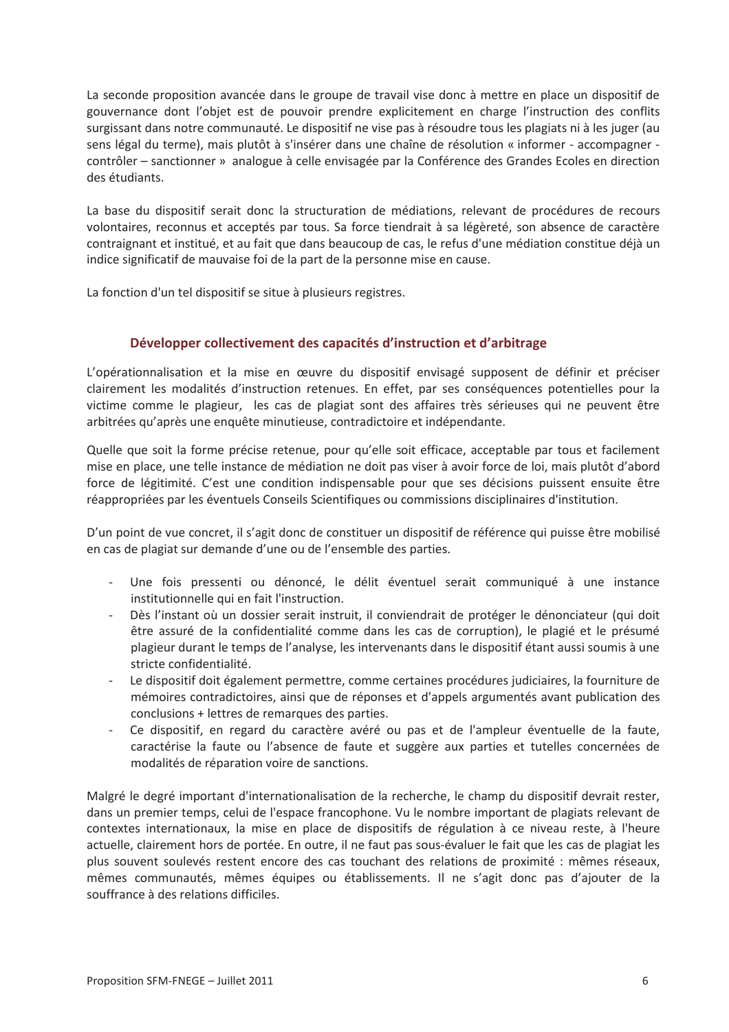La seconde proposition avancée dans le groupe de travail vise donc à mettre en place un dispositif de gouvernance dont l'objet est de pouvoir prendre explicitement en charge l'instruction des conflits surgissant dans notre communauté. Le dispositif ne vise pas à résoudre tous les plagiats ni à les juger (au sens légal du terme), mais plutôt à s'insérer dans une chaîne de résolution « informer - accompagner - contrôler – sanctionner » analogue à celle envisagée par la Conférence des Grandes Ecoles en direction des étudiants.

La base du dispositif serait donc la structuration de médiations, relevant de procédures de recours volontaires, reconnus et acceptés par tous. Sa force tiendrait à sa légèreté, son absence de caractère contraignant et institué, et au fait que dans beaucoup de cas, le refus d'une médiation constitue déjà un indice significatif de mauvaise foi de la part de la personne mise en cause.

La fonction d'un tel dispositif se situe à plusieurs registres.

### Développer collectivement des capacités d'instruction et d'arbitrage

L'opérationnalisation et la mise en œuvre du dispositif envisagé supposent de définir et préciser clairement les modalités d'instruction retenues. En effet, par ses conséquences potentielles pour la victime comme le plagieur, les cas de plagiat sont des affaires très sérieuses qui ne peuvent être arbitrées qu'après une enquête minutieuse, contradictoire et indépendante.

Quelle que soit la forme précise retenue, pour qu'elle soit efficace, acceptable par tous et facilement mise en place, une telle instance de médiation ne doit pas viser à avoir force de loi, mais plutôt d'abord force de légitimité. C'est une condition indispensable pour que ses décisions puissent ensuite être réappropriées par les éventuels Conseils Scientifiques ou commissions disciplinaires d'institution.

D'un point de vue concret, il s'agit donc de constituer un dispositif de référence qui puisse être mobilisé en cas de plagiat sur demande d'une ou de l'ensemble des parties.

- Une fois pressenti ou dénoncé, le délit éventuel serait communiqué à une instance institutionnelle qui en fait l'instruction.
- Dès l'instant où un dossier serait instruit, il conviendrait de protéger le dénonciateur (qui doit être assuré de la confidentialité comme dans les cas de corruption), le plagié et le présumé plagieur durant le temps de l'analyse, les intervenants dans le dispositif étant aussi soumis à une stricte confidentialité.
- Le dispositif doit également permettre, comme certaines procédures judiciaires, la fourniture de mémoires contradictoires, ainsi que de réponses et d'appels argumentés avant publication des conclusions + lettres de remarques des parties.
- Ce dispositif, en regard du caractère avéré ou pas et de l'ampleur éventuelle de la faute, caractérise la faute ou l'absence de faute et suggère aux parties et tutelles concernées de modalités de réparation voire de sanctions.

Malgré le degré important d'internationalisation de la recherche, le champ du dispositif devrait rester, dans un premier temps, celui de l'espace francophone. Vu le nombre important de plagiats relevant de contextes internationaux, la mise en place de dispositifs de régulation à ce niveau reste, à l'heure actuelle, clairement hors de portée. En outre, il ne faut pas sous-évaluer le fait que les cas de plagiat les plus souvent soulevés restent encore des cas touchant des relations de proximité : mêmes réseaux, mêmes communautés, mêmes équipes ou établissements. Il ne s'agit donc pas d'ajouter de la souffrance à des relations difficiles.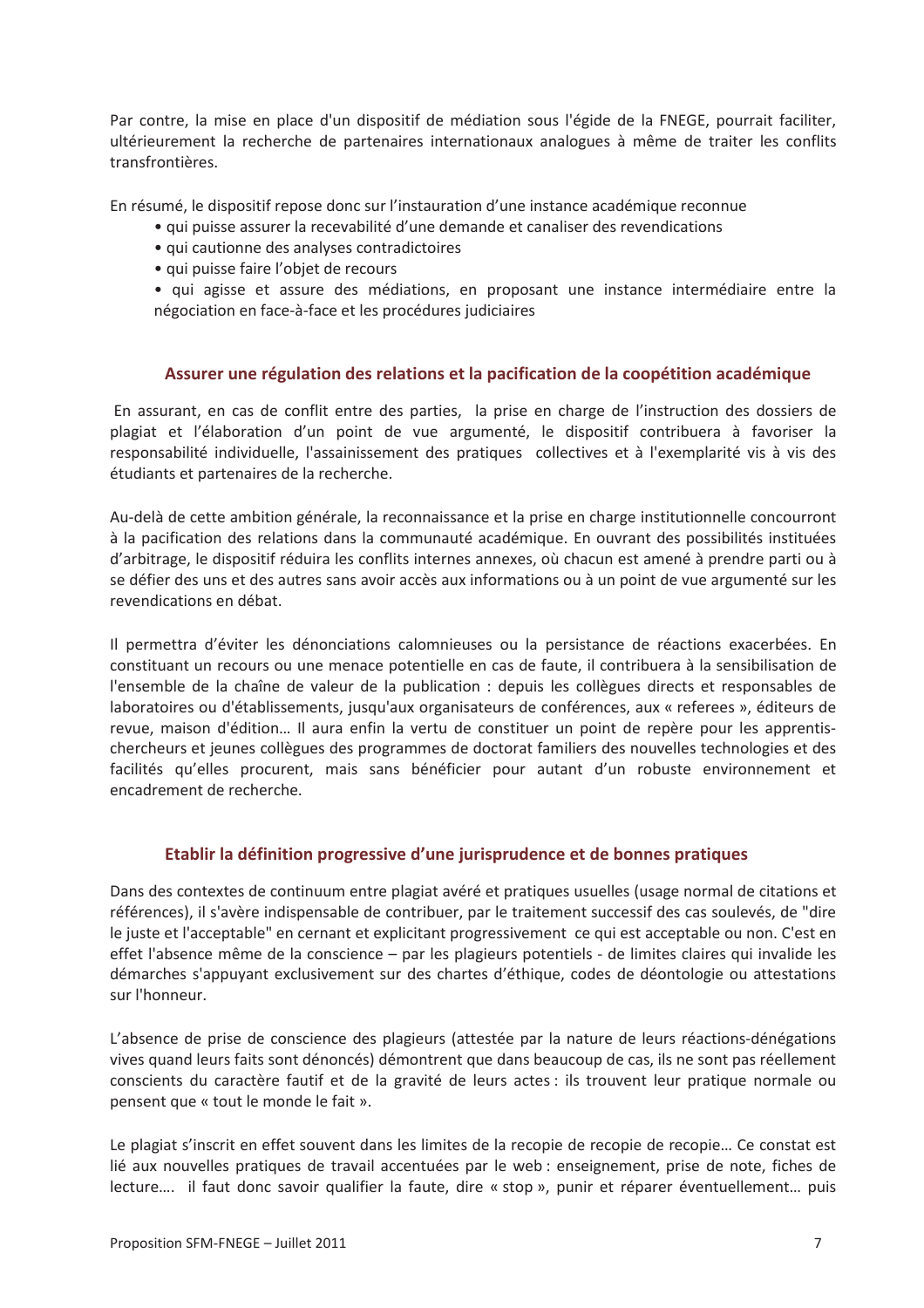Par contre, la mise en place d'un dispositif de médiation sous l'égide de la FNEGE, pourrait faciliter, ultérieurement la recherche de partenaires internationaux analogues à même de traiter les conflits transfrontières.

En résumé, le dispositif repose donc sur l'instauration d'une instance académique reconnue

- qui puisse assurer la recevabilité d'une demande et canaliser des revendications
- qui cautionne des analyses contradictoires
- qui puisse faire l'objet de recours
- qui agisse et assure des médiations, en proposant une instance intermédiaire entre la négociation en face-à-face et les procédures judiciaires

### Assurer une régulation des relations et la pacification de la coopétition académique

En assurant, en cas de conflit entre des parties, la prise en charge de l'instruction des dossiers de plagiat et l'élaboration d'un point de vue argumenté, le dispositif contribuera à favoriser la responsabilité individuelle, l'assainissement des pratiques collectives et à l'exemplarité vis à vis des étudiants et partenaires de la recherche.

Au-delà de cette ambition générale, la reconnaissance et la prise en charge institutionnelle concourront à la pacification des relations dans la communauté académique. En ouvrant des possibilités instituées d'arbitrage, le dispositif réduira les conflits internes annexes, où chacun est amené à prendre parti ou à se défier des uns et des autres sans avoir accès aux informations ou à un point de vue argumenté sur les revendications en débat.

Il permettra d'éviter les dénonciations calomnieuses ou la persistance de réactions exacerbées. En constituant un recours ou une menace potentielle en cas de faute, il contribuera à la sensibilisation de l'ensemble de la chaîne de valeur de la publication : depuis les collègues directs et responsables de laboratoires ou d'établissements, jusqu'aux organisateurs de conférences, aux « referees », éditeurs de revue, maison d'édition… Il aura enfin la vertu de constituer un point de repère pour les apprentis-chercheurs et jeunes collègues des programmes de doctorat familiers des nouvelles technologies et des facilités qu'elles procurent, mais sans bénéficier pour autant d'un robuste environnement et encadrement de recherche.

### Etablir la définition progressive d'une jurisprudence et de bonnes pratiques

Dans des contextes de continuum entre plagiat avéré et pratiques usuelles (usage normal de citations et références), il s'avère indispensable de contribuer, par le traitement successif des cas soulevés, de "dire le juste et l'acceptable" en cernant et explicitant progressivement ce qui est acceptable ou non. C'est en effet l'absence même de la conscience – par les plagieurs potentiels - de limites claires qui invalide les démarches s'appuyant exclusivement sur des chartes d'éthique, codes de déontologie ou attestations sur l'honneur.

L'absence de prise de conscience des plagieurs (attestée par la nature de leurs réactions-dénégations vives quand leurs faits sont dénoncés) démontrent que dans beaucoup de cas, ils ne sont pas réellement conscients du caractère fautif et de la gravité de leurs actes : ils trouvent leur pratique normale ou pensent que « tout le monde le fait ».

Le plagiat s'inscrit en effet souvent dans les limites de la recopie de recopie de recopie… Ce constat est lié aux nouvelles pratiques de travail accentuées par le web : enseignement, prise de note, fiches de lecture…. il faut donc savoir qualifier la faute, dire « stop », punir et réparer éventuellement… puis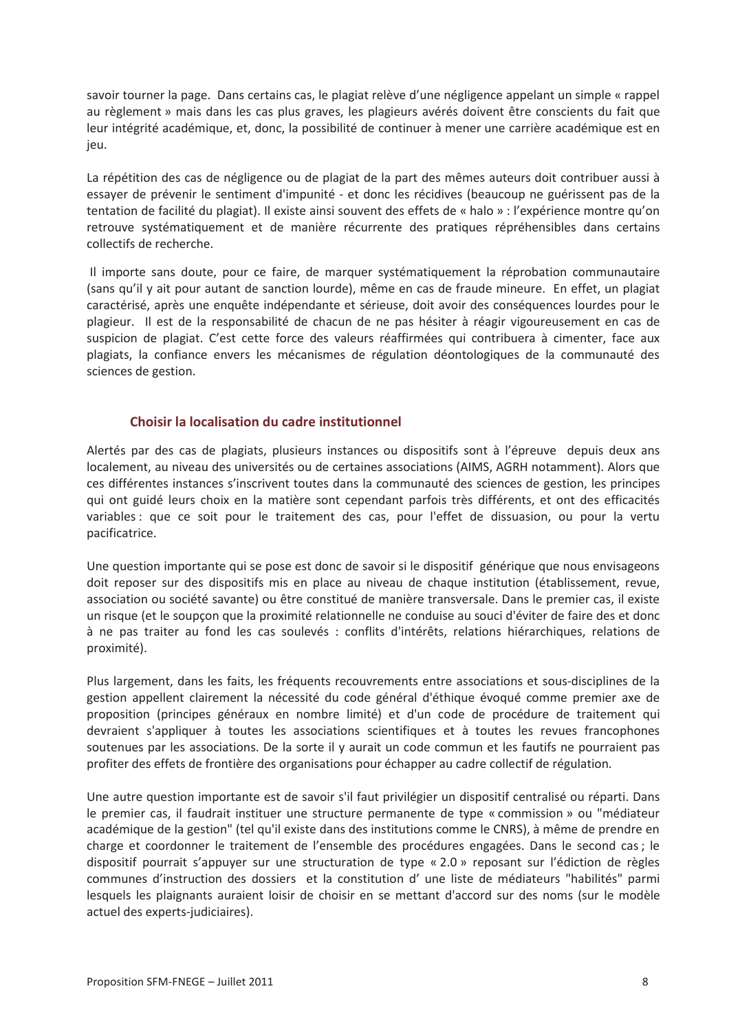savoir tourner la page. Dans certains cas, le plagiat relève d'une négligence appelant un simple « rappel au règlement » mais dans les cas plus graves, les plagieurs avérés doivent être conscients du fait que leur intégrité académique, et, donc, la possibilité de continuer à mener une carrière académique est en jeu.

La répétition des cas de négligence ou de plagiat de la part des mêmes auteurs doit contribuer aussi à essayer de prévenir le sentiment d'impunité - et donc les récidives (beaucoup ne guérissent pas de la tentation de facilité du plagiat). Il existe ainsi souvent des effets de « halo » : l'expérience montre qu'on retrouve systématiquement et de manière récurrente des pratiques répréhensibles dans certains collectifs de recherche.

Il importe sans doute, pour ce faire, de marquer systématiquement la réprobation communautaire (sans qu'il y ait pour autant de sanction lourde), même en cas de fraude mineure. En effet, un plagiat caractérisé, après une enquête indépendante et sérieuse, doit avoir des conséquences lourdes pour le plagieur. Il est de la responsabilité de chacun de ne pas hésiter à réagir vigoureusement en cas de suspicion de plagiat. C'est cette force des valeurs réaffirmées qui contribuera à cimenter, face aux plagiats, la confiance envers les mécanismes de régulation déontologiques de la communauté des sciences de gestion.

### Choisir la localisation du cadre institutionnel

Alertés par des cas de plagiats, plusieurs instances ou dispositifs sont à l'épreuve depuis deux ans localement, au niveau des universités ou de certaines associations (AIMS, AGRH notamment). Alors que ces différentes instances s'inscrivent toutes dans la communauté des sciences de gestion, les principes qui ont guidé leurs choix en la matière sont cependant parfois très différents, et ont des efficacités variables : que ce soit pour le traitement des cas, pour l'effet de dissuasion, ou pour la vertu pacificatrice.

Une question importante qui se pose est donc de savoir si le dispositif générique que nous envisageons doit reposer sur des dispositifs mis en place au niveau de chaque institution (établissement, revue, association ou société savante) ou être constitué de manière transversale. Dans le premier cas, il existe un risque (et le soupçon que la proximité relationnelle ne conduise au souci d'éviter de faire des et donc à ne pas traiter au fond les cas soulevés : conflits d'intérêts, relations hiérarchiques, relations de proximité).

Plus largement, dans les faits, les fréquents recouvrements entre associations et sous-disciplines de la gestion appellent clairement la nécessité du code général d'éthique évoqué comme premier axe de proposition (principes généraux en nombre limité) et d'un code de procédure de traitement qui devraient s'appliquer à toutes les associations scientifiques et à toutes les revues francophones soutenues par les associations. De la sorte il y aurait un code commun et les fautifs ne pourraient pas profiter des effets de frontière des organisations pour échapper au cadre collectif de régulation.

Une autre question importante est de savoir s'il faut privilégier un dispositif centralisé ou réparti. Dans le premier cas, il faudrait instituer une structure permanente de type « commission » ou "médiateur académique de la gestion" (tel qu'il existe dans des institutions comme le CNRS), à même de prendre en charge et coordonner le traitement de l'ensemble des procédures engagées. Dans le second cas ; le dispositif pourrait s'appuyer sur une structuration de type « 2.0 » reposant sur l'édiction de règles communes d'instruction des dossiers et la constitution d' une liste de médiateurs "habilités" parmi lesquels les plaignants auraient loisir de choisir en se mettant d'accord sur des noms (sur le modèle actuel des experts-judiciaires).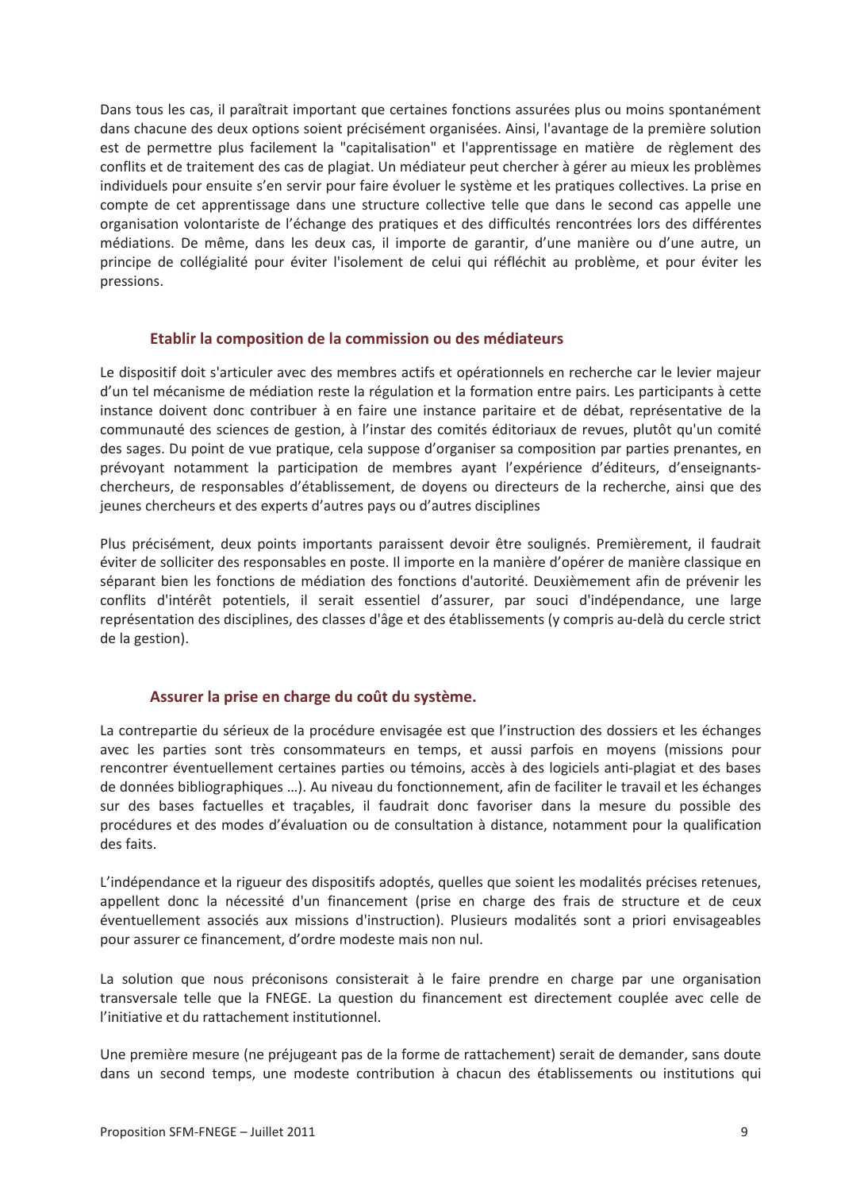Dans tous les cas, il paraîtrait important que certaines fonctions assurées plus ou moins spontanément dans chacune des deux options soient précisément organisées. Ainsi, l'avantage de la première solution est de permettre plus facilement la "capitalisation" et l'apprentissage en matière de règlement des conflits et de traitement des cas de plagiat. Un médiateur peut chercher à gérer au mieux les problèmes individuels pour ensuite s'en servir pour faire évoluer le système et les pratiques collectives. La prise en compte de cet apprentissage dans une structure collective telle que dans le second cas appelle une organisation volontariste de l'échange des pratiques et des difficultés rencontrées lors des différentes médiations. De même, dans les deux cas, il importe de garantir, d'une manière ou d'une autre, un principe de collégialité pour éviter l'isolement de celui qui réfléchit au problème, et pour éviter les pressions.

### Etablir la composition de la commission ou des médiateurs

Le dispositif doit s'articuler avec des membres actifs et opérationnels en recherche car le levier majeur d'un tel mécanisme de médiation reste la régulation et la formation entre pairs. Les participants à cette instance doivent donc contribuer à en faire une instance paritaire et de débat, représentative de la communauté des sciences de gestion, à l'instar des comités éditoriaux de revues, plutôt qu'un comité des sages. Du point de vue pratique, cela suppose d'organiser sa composition par parties prenantes, en prévoyant notamment la participation de membres ayant l'expérience d'éditeurs, d'enseignants-chercheurs, de responsables d'établissement, de doyens ou directeurs de la recherche, ainsi que des jeunes chercheurs et des experts d'autres pays ou d'autres disciplines

Plus précisément, deux points importants paraissent devoir être soulignés. Premièrement, il faudrait éviter de solliciter des responsables en poste. Il importe en la manière d'opérer de manière classique en séparant bien les fonctions de médiation des fonctions d'autorité. Deuxièmement afin de prévenir les conflits d'intérêt potentiels, il serait essentiel d'assurer, par souci d'indépendance, une large représentation des disciplines, des classes d'âge et des établissements (y compris au-delà du cercle strict de la gestion).

### Assurer la prise en charge du coût du système.

La contrepartie du sérieux de la procédure envisagée est que l'instruction des dossiers et les échanges avec les parties sont très consommateurs en temps, et aussi parfois en moyens (missions pour rencontrer éventuellement certaines parties ou témoins, accès à des logiciels anti-plagiat et des bases de données bibliographiques …). Au niveau du fonctionnement, afin de faciliter le travail et les échanges sur des bases factuelles et traçables, il faudrait donc favoriser dans la mesure du possible des procédures et des modes d'évaluation ou de consultation à distance, notamment pour la qualification des faits.

L'indépendance et la rigueur des dispositifs adoptés, quelles que soient les modalités précises retenues, appellent donc la nécessité d'un financement (prise en charge des frais de structure et de ceux éventuellement associés aux missions d'instruction). Plusieurs modalités sont a priori envisageables pour assurer ce financement, d'ordre modeste mais non nul.

La solution que nous préconisons consisterait à le faire prendre en charge par une organisation transversale telle que la FNEGE. La question du financement est directement couplée avec celle de l'initiative et du rattachement institutionnel.

Une première mesure (ne préjugeant pas de la forme de rattachement) serait de demander, sans doute dans un second temps, une modeste contribution à chacun des établissements ou institutions qui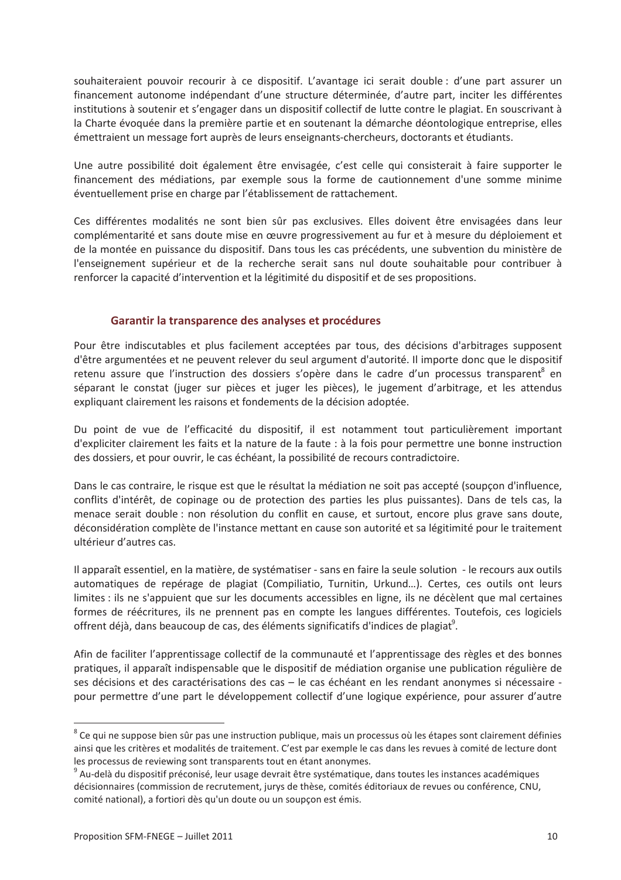souhaiteraient pouvoir recourir à ce dispositif. L'avantage ici serait double : d'une part assurer un financement autonome indépendant d'une structure déterminée, d'autre part, inciter les différentes institutions à soutenir et s'engager dans un dispositif collectif de lutte contre le plagiat. En souscrivant à la Charte évoquée dans la première partie et en soutenant la démarche déontologique entreprise, elles émettraient un message fort auprès de leurs enseignants-chercheurs, doctorants et étudiants.

Une autre possibilité doit également être envisagée, c'est celle qui consisterait à faire supporter le financement des médiations, par exemple sous la forme de cautionnement d'une somme minime éventuellement prise en charge par l'établissement de rattachement.

Ces différentes modalités ne sont bien sûr pas exclusives. Elles doivent être envisagées dans leur complémentarité et sans doute mise en œuvre progressivement au fur et à mesure du déploiement et de la montée en puissance du dispositif. Dans tous les cas précédents, une subvention du ministère de l'enseignement supérieur et de la recherche serait sans nul doute souhaitable pour contribuer à renforcer la capacité d'intervention et la légitimité du dispositif et de ses propositions.

### Garantir la transparence des analyses et procédures

Pour être indiscutables et plus facilement acceptées par tous, des décisions d'arbitrages supposent d'être argumentées et ne peuvent relever du seul argument d'autorité. Il importe donc que le dispositif retenu assure que l'instruction des dossiers s'opère dans le cadre d'un processus transparent[8] en séparant le constat (juger sur pièces et juger les pièces), le jugement d'arbitrage, et les attendus expliquant clairement les raisons et fondements de la décision adoptée.

Du point de vue de l'efficacité du dispositif, il est notamment tout particulièrement important d'expliciter clairement les faits et la nature de la faute : à la fois pour permettre une bonne instruction des dossiers, et pour ouvrir, le cas échéant, la possibilité de recours contradictoire.

Dans le cas contraire, le risque est que le résultat la médiation ne soit pas accepté (soupçon d'influence, conflits d'intérêt, de copinage ou de protection des parties les plus puissantes). Dans de tels cas, la menace serait double : non résolution du conflit en cause, et surtout, encore plus grave sans doute, déconsidération complète de l'instance mettant en cause son autorité et sa légitimité pour le traitement ultérieur d'autres cas.

Il apparaît essentiel, en la matière, de systématiser - sans en faire la seule solution - le recours aux outils automatiques de repérage de plagiat (Compiliatio, Turnitin, Urkund…). Certes, ces outils ont leurs limites : ils ne s'appuient que sur les documents accessibles en ligne, ils ne décèlent que mal certaines formes de réécritures, ils ne prennent pas en compte les langues différentes. Toutefois, ces logiciels offrent déjà, dans beaucoup de cas, des éléments significatifs d'indices de plagiat[9].

Afin de faciliter l'apprentissage collectif de la communauté et l'apprentissage des règles et des bonnes pratiques, il apparaît indispensable que le dispositif de médiation organise une publication régulière de ses décisions et des caractérisations des cas – le cas échéant en les rendant anonymes si nécessaire - pour permettre d'une part le développement collectif d'une logique expérience, pour assurer d'autre

---

[8] Ce qui ne suppose bien sûr pas une instruction publique, mais un processus où les étapes sont clairement définies ainsi que les critères et modalités de traitement. C'est par exemple le cas dans les revues à comité de lecture dont les processus de reviewing sont transparents tout en étant anonymes.

[9] Au-delà du dispositif préconisé, leur usage devrait être systématique, dans toutes les instances académiques décisionnaires (commission de recrutement, jurys de thèse, comités éditoriaux de revues ou conférence, CNU, comité national), a fortiori dès qu'un doute ou un soupçon est émis.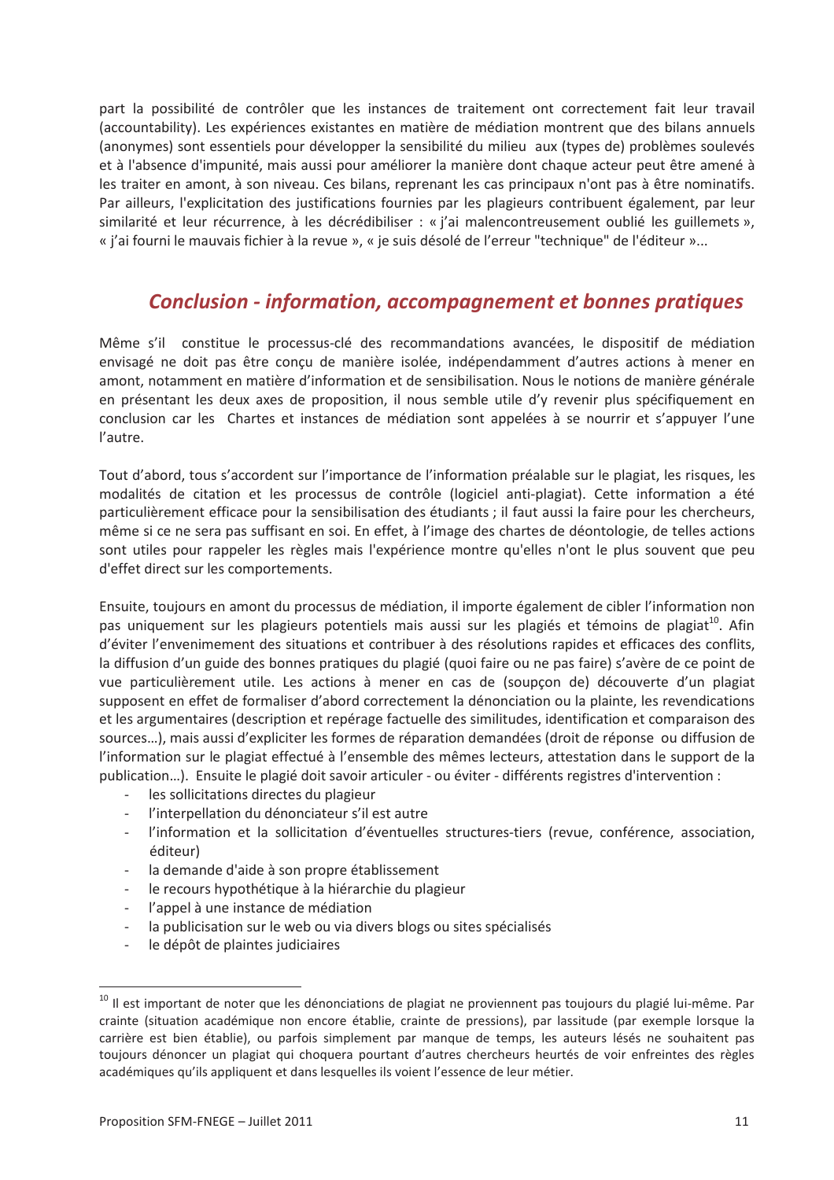part la possibilité de contrôler que les instances de traitement ont correctement fait leur travail (accountability). Les expériences existantes en matière de médiation montrent que des bilans annuels (anonymes) sont essentiels pour développer la sensibilité du milieu aux (types de) problèmes soulevés et à l'absence d'impunité, mais aussi pour améliorer la manière dont chaque acteur peut être amené à les traiter en amont, à son niveau. Ces bilans, reprenant les cas principaux n'ont pas à être nominatifs. Par ailleurs, l'explicitation des justifications fournies par les plagieurs contribuent également, par leur similarité et leur récurrence, à les décrédibiliser : « j'ai malencontreusement oublié les guillemets », « j'ai fourni le mauvais fichier à la revue », « je suis désolé de l'erreur "technique" de l'éditeur »...

## *Conclusion - information, accompagnement et bonnes pratiques*

Même s'il constitue le processus-clé des recommandations avancées, le dispositif de médiation envisagé ne doit pas être conçu de manière isolée, indépendamment d'autres actions à mener en amont, notamment en matière d'information et de sensibilisation. Nous le notions de manière générale en présentant les deux axes de proposition, il nous semble utile d'y revenir plus spécifiquement en conclusion car les Chartes et instances de médiation sont appelées à se nourrir et s'appuyer l'une l'autre.

Tout d'abord, tous s'accordent sur l'importance de l'information préalable sur le plagiat, les risques, les modalités de citation et les processus de contrôle (logiciel anti-plagiat). Cette information a été particulièrement efficace pour la sensibilisation des étudiants ; il faut aussi la faire pour les chercheurs, même si ce ne sera pas suffisant en soi. En effet, à l'image des chartes de déontologie, de telles actions sont utiles pour rappeler les règles mais l'expérience montre qu'elles n'ont le plus souvent que peu d'effet direct sur les comportements.

Ensuite, toujours en amont du processus de médiation, il importe également de cibler l'information non pas uniquement sur les plagieurs potentiels mais aussi sur les plagiés et témoins de plagiat[10]. Afin d'éviter l'envenimement des situations et contribuer à des résolutions rapides et efficaces des conflits, la diffusion d'un guide des bonnes pratiques du plagié (quoi faire ou ne pas faire) s'avère de ce point de vue particulièrement utile. Les actions à mener en cas de (soupçon de) découverte d'un plagiat supposent en effet de formaliser d'abord correctement la dénonciation ou la plainte, les revendications et les argumentaires (description et repérage factuelle des similitudes, identification et comparaison des sources…), mais aussi d'expliciter les formes de réparation demandées (droit de réponse ou diffusion de l'information sur le plagiat effectué à l'ensemble des mêmes lecteurs, attestation dans le support de la publication…). Ensuite le plagié doit savoir articuler - ou éviter - différents registres d'intervention :

- les sollicitations directes du plagieur
- l'interpellation du dénonciateur s'il est autre
- l'information et la sollicitation d'éventuelles structures-tiers (revue, conférence, association, éditeur)
- la demande d'aide à son propre établissement
- le recours hypothétique à la hiérarchie du plagieur
- l'appel à une instance de médiation
- la publicisation sur le web ou via divers blogs ou sites spécialisés
- le dépôt de plaintes judiciaires

[10] Il est important de noter que les dénonciations de plagiat ne proviennent pas toujours du plagié lui-même. Par crainte (situation académique non encore établie, crainte de pressions), par lassitude (par exemple lorsque la carrière est bien établie), ou parfois simplement par manque de temps, les auteurs lésés ne souhaitent pas toujours dénoncer un plagiat qui choquera pourtant d'autres chercheurs heurtés de voir enfreintes des règles académiques qu'ils appliquent et dans lesquelles ils voient l'essence de leur métier.